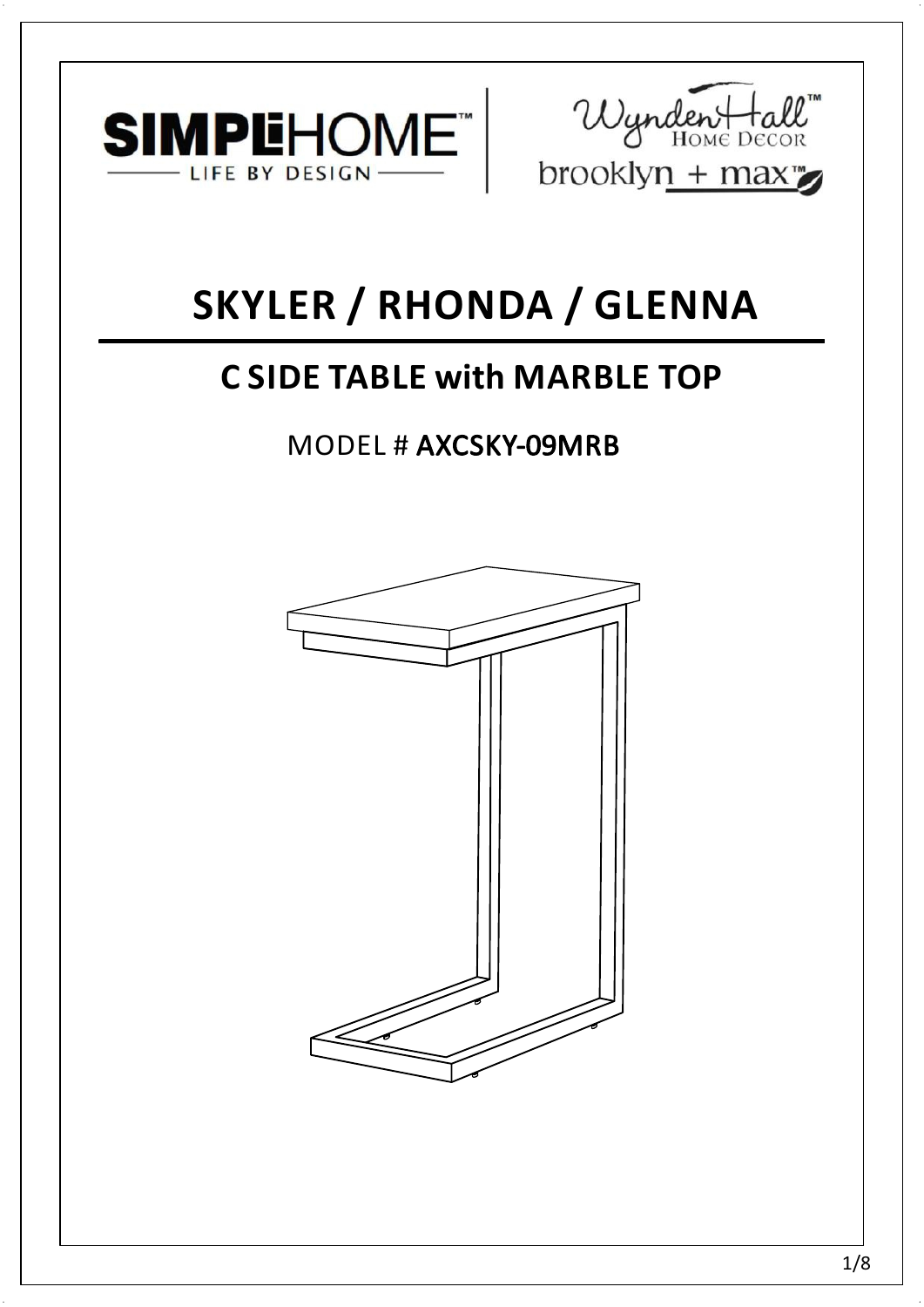SIMPLIHOME
LIFE BY DESIGN

Wynden Hall
HOME DECOR
brooklyn + max

# SKYLER / RHONDA / GLENNA

## C SIDE TABLE with MARBLE TOP

MODEL # AXCSKY-09MRB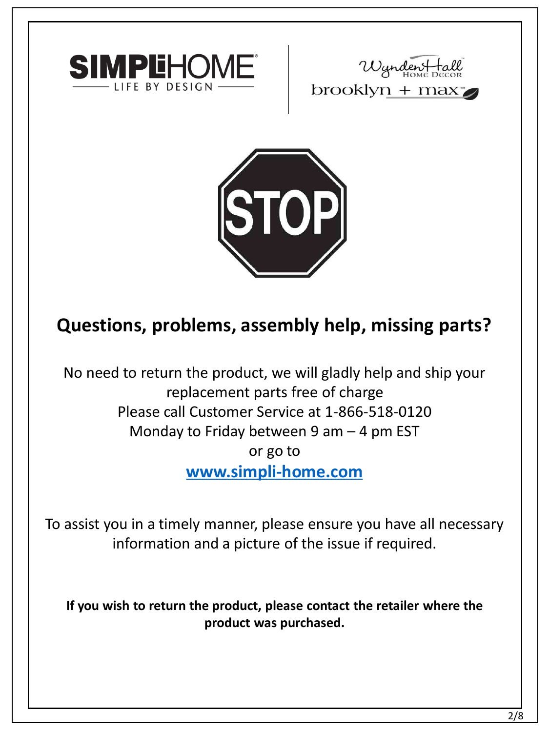SIMPLIHOME

LIFE BY DESIGN

WyndenHall HOME DECOR

brooklyn + max™

STOP

## Questions, problems, assembly help, missing parts?

No need to return the product, we will gladly help and ship your replacement parts free of charge
Please call Customer Service at 1-866-518-0120
Monday to Friday between 9 am – 4 pm EST
or go to
**www.simpli-home.com**

To assist you in a timely manner, please ensure you have all necessary information and a picture of the issue if required.

**If you wish to return the product, please contact the retailer where the product was purchased.**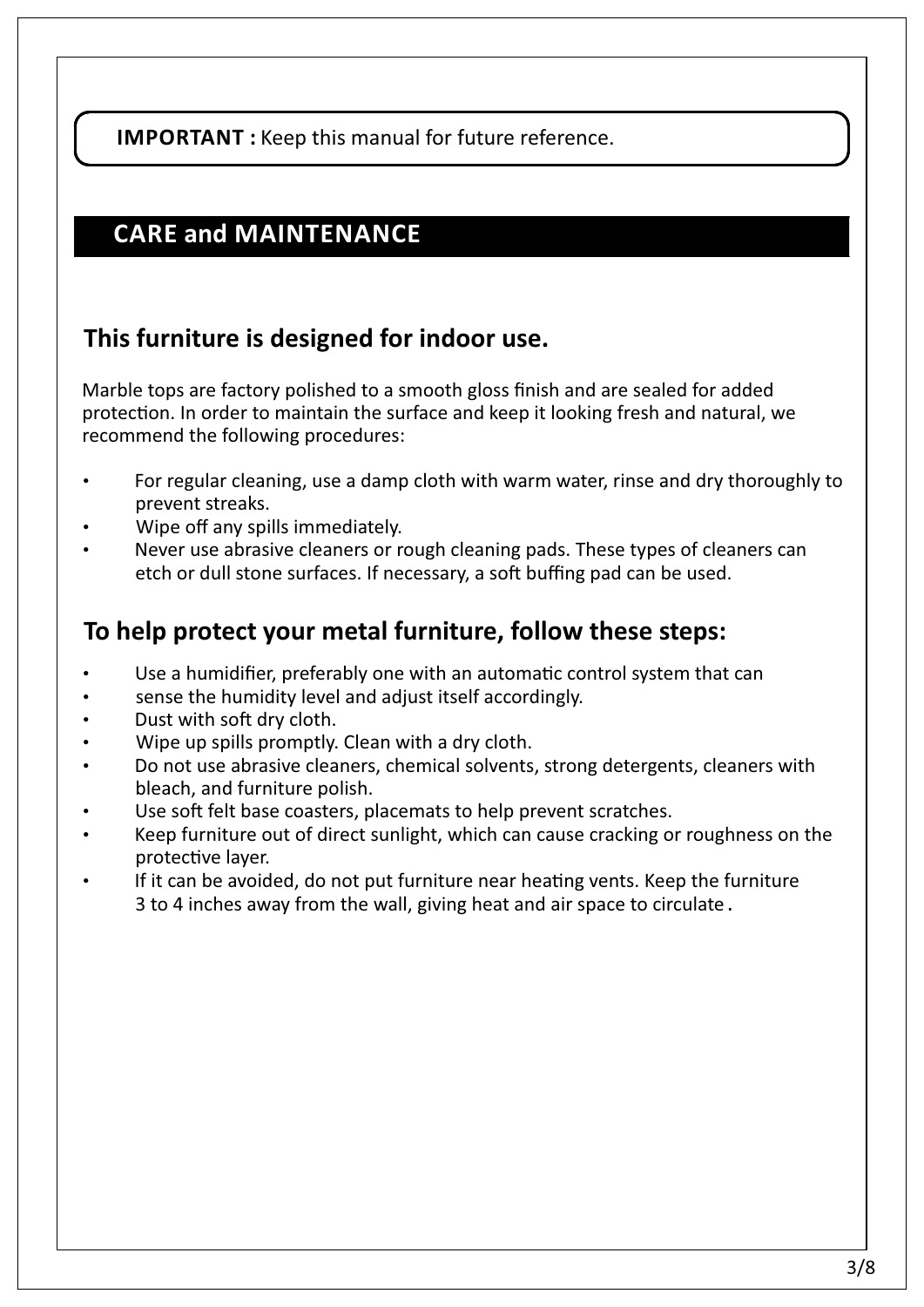**IMPORTANT :** Keep this manual for future reference.

## CARE and MAINTENANCE

### This furniture is designed for indoor use.

Marble tops are factory polished to a smooth gloss finish and are sealed for added protection. In order to maintain the surface and keep it looking fresh and natural, we recommend the following procedures:

- For regular cleaning, use a damp cloth with warm water, rinse and dry thoroughly to prevent streaks.
- Wipe off any spills immediately.
- Never use abrasive cleaners or rough cleaning pads. These types of cleaners can etch or dull stone surfaces. If necessary, a soft buffing pad can be used.

### To help protect your metal furniture, follow these steps:

- Use a humidifier, preferably one with an automatic control system that can
- sense the humidity level and adjust itself accordingly.
- Dust with soft dry cloth.
- Wipe up spills promptly. Clean with a dry cloth.
- Do not use abrasive cleaners, chemical solvents, strong detergents, cleaners with bleach, and furniture polish.
- Use soft felt base coasters, placemats to help prevent scratches.
- Keep furniture out of direct sunlight, which can cause cracking or roughness on the protective layer.
- If it can be avoided, do not put furniture near heating vents. Keep the furniture 3 to 4 inches away from the wall, giving heat and air space to circulate.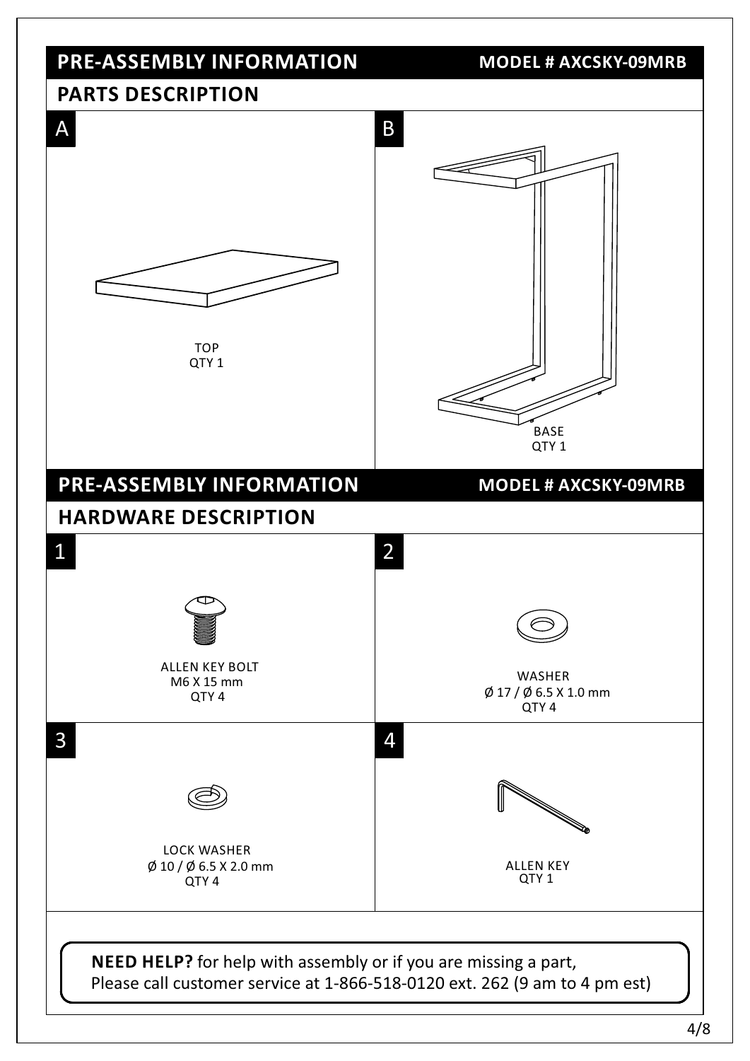## PRE-ASSEMBLY INFORMATION

**MODEL # AXCSKY-09MRB**

### PARTS DESCRIPTION

**A**

TOP
QTY 1

**B**

BASE
QTY 1

## PRE-ASSEMBLY INFORMATION

**MODEL # AXCSKY-09MRB**

### HARDWARE DESCRIPTION

**1**

ALLEN KEY BOLT
M6 X 15 mm
QTY 4

**2**

WASHER
Ø 17 / Ø 6.5 X 1.0 mm
QTY 4

**3**

LOCK WASHER
Ø 10 / Ø 6.5 X 2.0 mm
QTY 4

**4**

ALLEN KEY
QTY 1

**NEED HELP?** for help with assembly or if you are missing a part,
Please call customer service at 1-866-518-0120 ext. 262 (9 am to 4 pm est)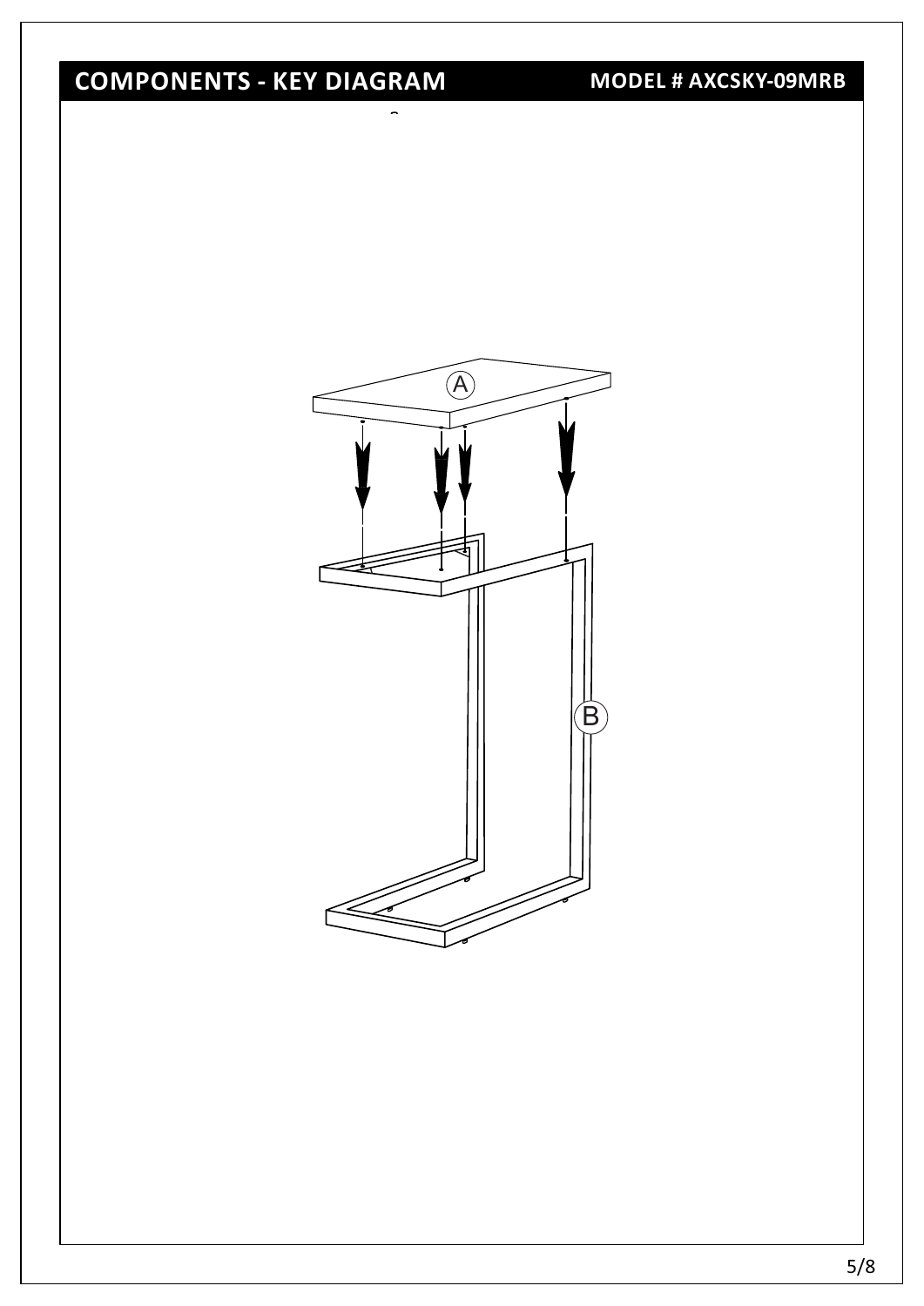# COMPONENTS - KEY DIAGRAM

**MODEL # AXCSKY-09MRB**

A

B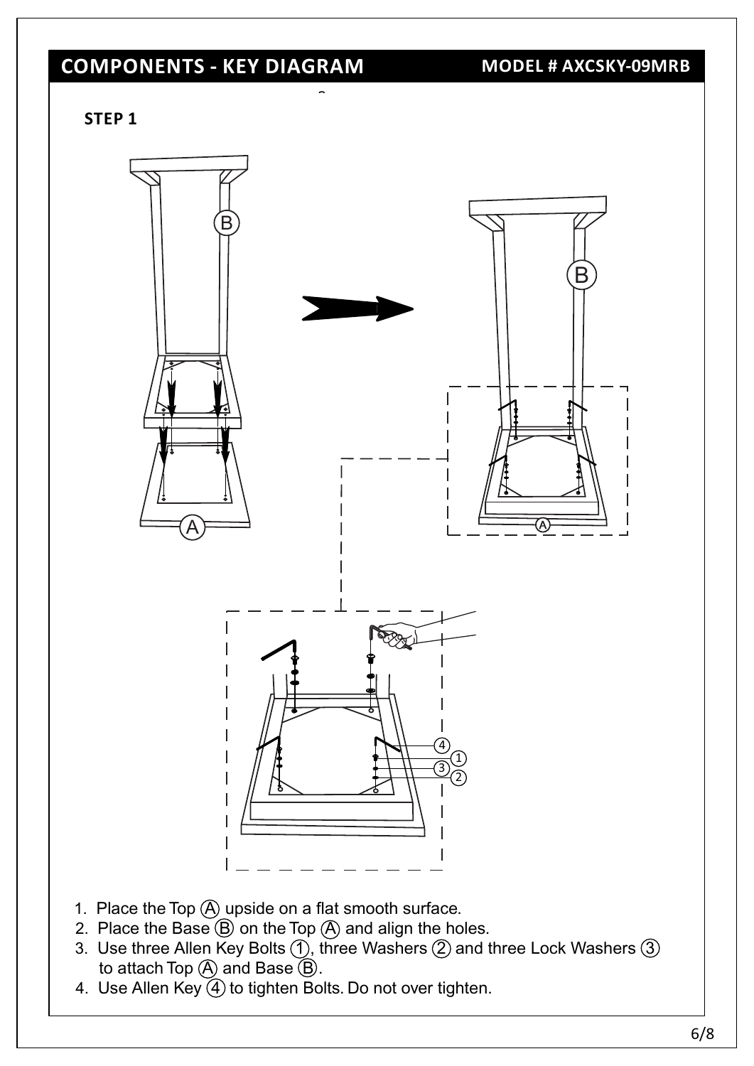## COMPONENTS - KEY DIAGRAM

**MODEL # AXCSKY-09MRB**

**STEP 1**

1. Place the Top Ⓐ upside on a flat smooth surface.
2. Place the Base Ⓑ on the Top Ⓐ and align the holes.
3. Use three Allen Key Bolts ①, three Washers ② and three Lock Washers ③ to attach Top Ⓐ and Base Ⓑ.
4. Use Allen Key ④ to tighten Bolts. Do not over tighten.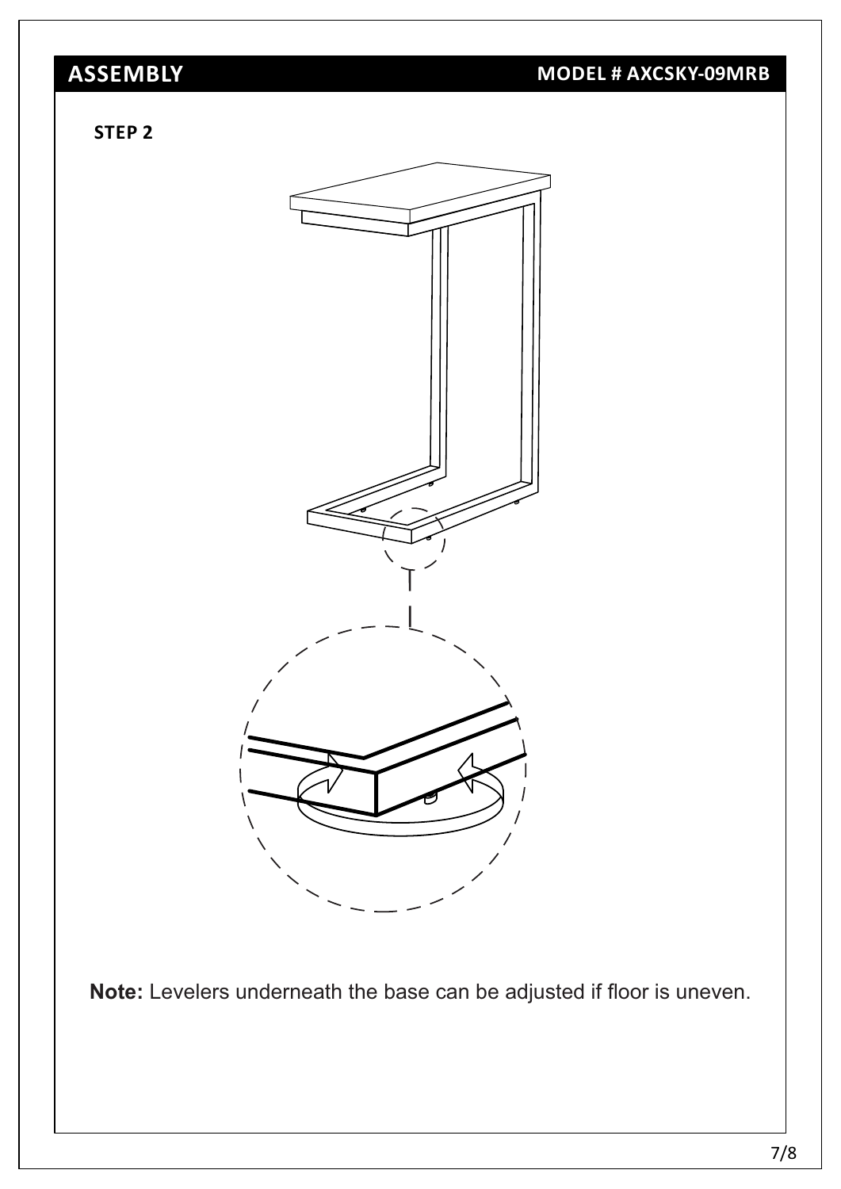## ASSEMBLY

**MODEL # AXCSKY-09MRB**

### STEP 2

**Note:** Levelers underneath the base can be adjusted if floor is uneven.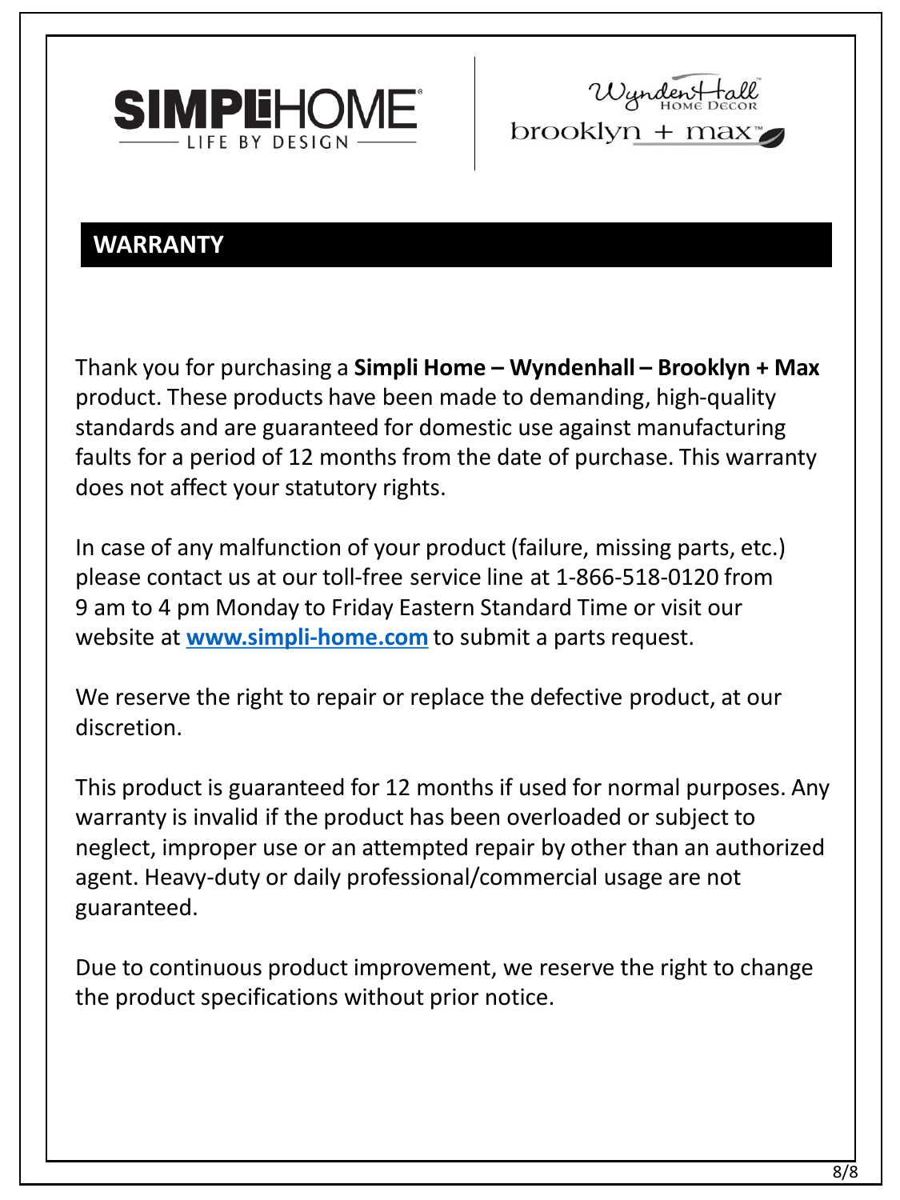## WARRANTY

Thank you for purchasing a **Simpli Home – Wyndenhall – Brooklyn + Max** product. These products have been made to demanding, high-quality standards and are guaranteed for domestic use against manufacturing faults for a period of 12 months from the date of purchase. This warranty does not affect your statutory rights.

In case of any malfunction of your product (failure, missing parts, etc.) please contact us at our toll-free service line at 1-866-518-0120 from 9 am to 4 pm Monday to Friday Eastern Standard Time or visit our website at **[www.simpli-home.com](http://www.simpli-home.com)** to submit a parts request.

We reserve the right to repair or replace the defective product, at our discretion.

This product is guaranteed for 12 months if used for normal purposes. Any warranty is invalid if the product has been overloaded or subject to neglect, improper use or an attempted repair by other than an authorized agent. Heavy-duty or daily professional/commercial usage are not guaranteed.

Due to continuous product improvement, we reserve the right to change the product specifications without prior notice.